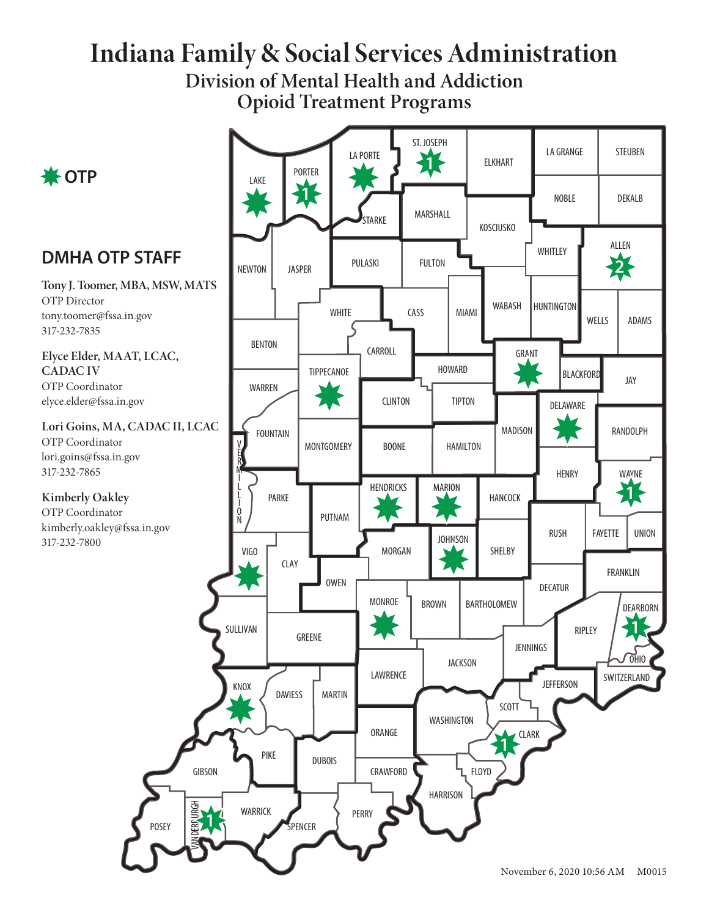# Indiana Family & Social Services Administration

## Division of Mental Health and Addiction
## Opioid Treatment Programs

✱ OTP

## DMHA OTP STAFF

**Tony J. Toomer, MBA, MSW, MATS**
OTP Director
tony.toomer@fssa.in.gov
317-232-7835

**Elyce Elder, MAAT, LCAC, CADAC IV**
OTP Coordinator
elyce.elder@fssa.in.gov

**Lori Goins, MA, CADAC II, LCAC**
OTP Coordinator
lori.goins@fssa.in.gov
317-232-7865

**Kimberly Oakley**
OTP Coordinator
kimberly.oakley@fssa.in.gov
317-232-7800

LAKE, PORTER 1, LA PORTE, ST. JOSEPH 1, ELKHART, LA GRANGE, STEUBEN, STARKE, MARSHALL, NOBLE, DEKALB, KOSCIUSKO, NEWTON, JASPER, PULASKI, FULTON, WHITLEY, ALLEN 2, WHITE, CASS, MIAMI, WABASH, HUNTINGTON, WELLS, ADAMS, BENTON, CARROLL, GRANT, TIPPECANOE, HOWARD, BLACKFORD, JAY, WARREN, CLINTON, TIPTON, DELAWARE, FOUNTAIN, MADISON, RANDOLPH, MONTGOMERY, BOONE, HAMILTON, VERMILLION, HENRY, WAYNE 1, PARKE, HENDRICKS, MARION, HANCOCK, PUTNAM, RUSH, FAYETTE, UNION, JOHNSON, VIGO, CLAY, MORGAN, SHELBY, FRANKLIN, OWEN, DECATUR, DEARBORN 1, MONROE, BROWN, BARTHOLOMEW, RIPLEY, SULLIVAN, GREENE, JENNINGS, OHIO, JACKSON, SWITZERLAND, LAWRENCE, KNOX, DAVIESS, MARTIN, JEFFERSON, SCOTT, WASHINGTON, ORANGE, CLARK 1, PIKE, DUBOIS, GIBSON, CRAWFORD, FLOYD, HARRISON, WARRICK, POSEY, VANDERBURGH 1, PERRY, SPENCER

November 6, 2020 10:56 AM M0015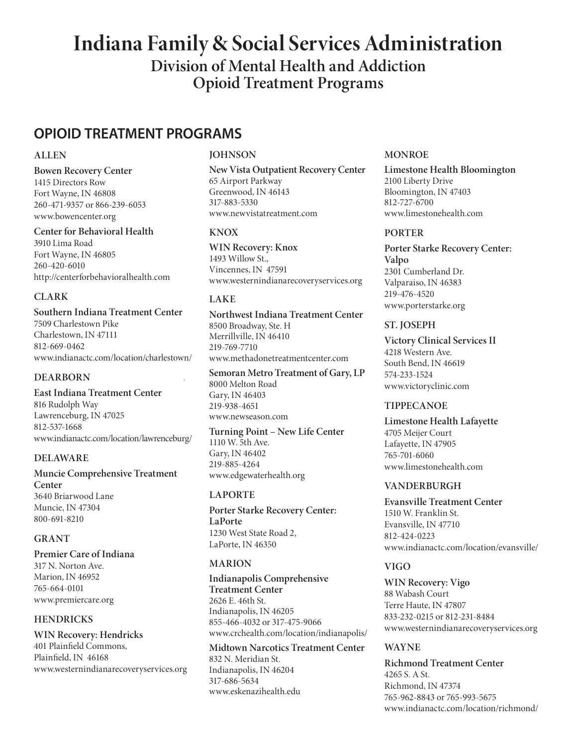# Indiana Family & Social Services Administration

## Division of Member Health and Addiction
## Opioid Treatment Programs

## OPIOID TREATMENT PROGRAMS

### ALLEN

**Bowen Recovery Center**
1415 Directors Row
Fort Wayne, IN 46808
260-471-9357 or 866-239-6053
www.bowencenter.org

**Center for Behavioral Health**
3910 Lima Road
Fort Wayne, IN 46805
260-420-6010
http://centerforbehavioralhealth.com

### CLARK

**Southern Indiana Treatment Center**
7509 Charlestown Pike
Charlestown, IN 47111
812-669-0462
www.indianactc.com/location/charlestown/

### DEARBORN

**East Indiana Treatment Center**
816 Rudolph Way
Lawrenceburg, IN 47025
812-537-1668
www.indianactc.com/location/lawrenceburg/

### DELAWARE

**Muncie Comprehensive Treatment Center**
3640 Briarwood Lane
Muncie, IN 47304
800-691-8210

### GRANT

**Premier Care of Indiana**
317 N. Norton Ave.
Marion, IN 46952
765-664-0101
www.premiercare.org

### HENDRICKS

**WIN Recovery: Hendricks**
401 Plainfield Commons,
Plainfield, IN 46168
www.westernindianarecoveryservices.org

### JOHNSON

**New Vista Outpatient Recovery Center**
65 Airport Parkway
Greenwood, IN 46143
317-883-5330
www.newvistatreatment.com

### KNOX

**WIN Recovery: Knox**
1493 Willow St.,
Vincennes, IN 47591
www.westernindianarecoveryservices.org

### LAKE

**Northwest Indiana Treatment Center**
8500 Broadway, Ste. H
Merrillville, IN 46410
219-769-7710
www.methadonetreatmentcenter.com

**Semoran Metro Treatment of Gary, LP**
8000 Melton Road
Gary, IN 46403
219-938-4651
www.newseason.com

**Turning Point – New Life Center**
1110 W. 5th Ave.
Gary, IN 46402
219-885-4264
www.edgewaterhealth.org

### LAPORTE

**Porter Starke Recovery Center: LaPorte**
1230 West State Road 2,
LaPorte, IN 46350

### MARION

**Indianapolis Comprehensive Treatment Center**
2626 E. 46th St.
Indianapolis, IN 46205
855-466-4032 or 317-475-9066
www.crchealth.com/location/indianapolis/

**Midtown Narcotics Treatment Center**
832 N. Meridian St.
Indianapolis, IN 46204
317-686-5634
www.eskenazihealth.edu

### MONROE

**Limestone Health Bloomington**
2100 Liberty Drive
Bloomington, IN 47403
812-727-6700
www.limestonehealth.com

### PORTER

**Porter Starke Recovery Center: Valpo**
2301 Cumberland Dr.
Valparaiso, IN 46383
219-476-4520
www.porterstarke.org

### ST. JOSEPH

**Victory Clinical Services II**
4218 Western Ave.
South Bend, IN 46619
574-233-1524
www.victoryclinic.com

### TIPPECANOE

**Limestone Health Lafayette**
4705 Meijer Court
Lafayette, IN 47905
765-701-6060
www.limestonehealth.com

### VANDERBURGH

**Evansville Treatment Center**
1510 W. Franklin St.
Evansville, IN 47710
812-424-0223
www.indianactc.com/location/evansville/

### VIGO

**WIN Recovery: Vigo**
88 Wabash Court
Terre Haute, IN 47807
833-232-0215 or 812-231-8484
www.westernindianarecoveryservices.org

### WAYNE

**Richmond Treatment Center**
4265 S. A St.
Richmond, IN 47374
765-962-8843 or 765-993-5675
www.indianactc.com/location/richmond/